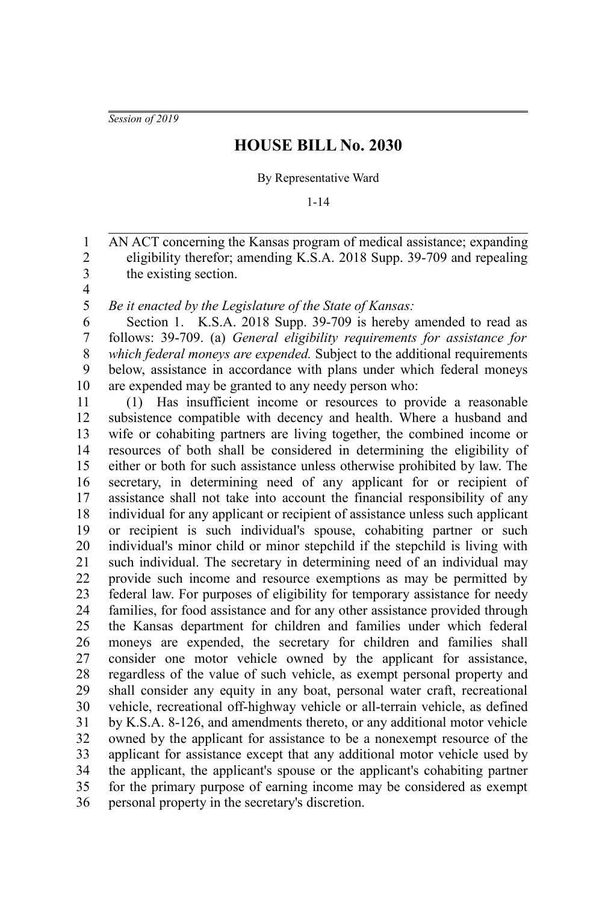*Session of 2019*

# HOUSE BILL No. 2030

By Representative Ward

1-14

AN ACT concerning the Kansas program of medical assistance; expanding eligibility therefor; amending K.S.A. 2018 Supp. 39-709 and repealing the existing section.

*Be it enacted by the Legislature of the State of Kansas:*

Section 1. K.S.A. 2018 Supp. 39-709 is hereby amended to read as follows: 39-709. (a) *General eligibility requirements for assistance for which federal moneys are expended.* Subject to the additional requirements below, assistance in accordance with plans under which federal moneys are expended may be granted to any needy person who:

(1) Has insufficient income or resources to provide a reasonable subsistence compatible with decency and health. Where a husband and wife or cohabiting partners are living together, the combined income or resources of both shall be considered in determining the eligibility of either or both for such assistance unless otherwise prohibited by law. The secretary, in determining need of any applicant for or recipient of assistance shall not take into account the financial responsibility of any individual for any applicant or recipient of assistance unless such applicant or recipient is such individual's spouse, cohabiting partner or such individual's minor child or minor stepchild if the stepchild is living with such individual. The secretary in determining need of an individual may provide such income and resource exemptions as may be permitted by federal law. For purposes of eligibility for temporary assistance for needy families, for food assistance and for any other assistance provided through the Kansas department for children and families under which federal moneys are expended, the secretary for children and families shall consider one motor vehicle owned by the applicant for assistance, regardless of the value of such vehicle, as exempt personal property and shall consider any equity in any boat, personal water craft, recreational vehicle, recreational off-highway vehicle or all-terrain vehicle, as defined by K.S.A. 8-126, and amendments thereto, or any additional motor vehicle owned by the applicant for assistance to be a nonexempt resource of the applicant for assistance except that any additional motor vehicle used by the applicant, the applicant's spouse or the applicant's cohabiting partner for the primary purpose of earning income may be considered as exempt personal property in the secretary's discretion.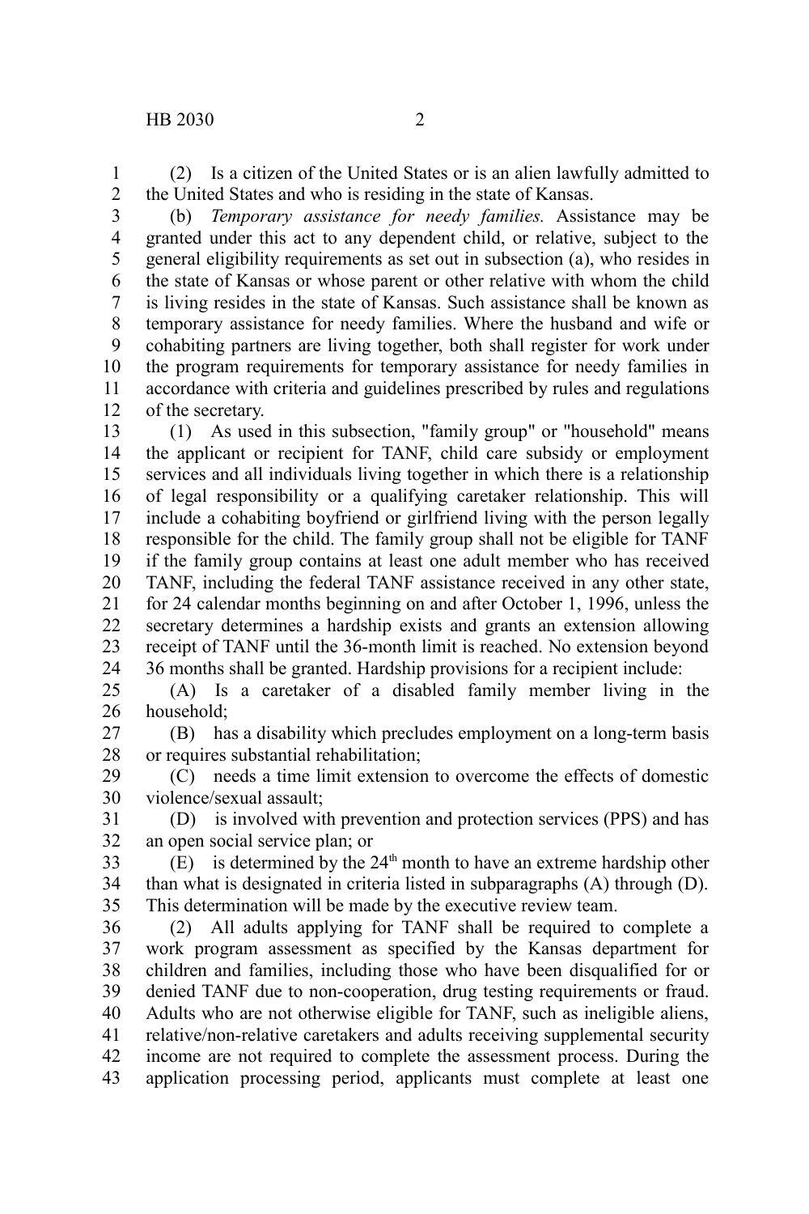(2) Is a citizen of the United States or is an alien lawfully admitted to the United States and who is residing in the state of Kansas.

(b) *Temporary assistance for needy families.* Assistance may be granted under this act to any dependent child, or relative, subject to the general eligibility requirements as set out in subsection (a), who resides in the state of Kansas or whose parent or other relative with whom the child is living resides in the state of Kansas. Such assistance shall be known as temporary assistance for needy families. Where the husband and wife or cohabiting partners are living together, both shall register for work under the program requirements for temporary assistance for needy families in accordance with criteria and guidelines prescribed by rules and regulations of the secretary.

(1) As used in this subsection, "family group" or "household" means the applicant or recipient for TANF, child care subsidy or employment services and all individuals living together in which there is a relationship of legal responsibility or a qualifying caretaker relationship. This will include a cohabiting boyfriend or girlfriend living with the person legally responsible for the child. The family group shall not be eligible for TANF if the family group contains at least one adult member who has received TANF, including the federal TANF assistance received in any other state, for 24 calendar months beginning on and after October 1, 1996, unless the secretary determines a hardship exists and grants an extension allowing receipt of TANF until the 36-month limit is reached. No extension beyond 36 months shall be granted. Hardship provisions for a recipient include:

(A) Is a caretaker of a disabled family member living in the household;

(B) has a disability which precludes employment on a long-term basis or requires substantial rehabilitation;

(C) needs a time limit extension to overcome the effects of domestic violence/sexual assault;

(D) is involved with prevention and protection services (PPS) and has an open social service plan; or

(E) is determined by the 24th month to have an extreme hardship other than what is designated in criteria listed in subparagraphs (A) through (D). This determination will be made by the executive review team.

(2) All adults applying for TANF shall be required to complete a work program assessment as specified by the Kansas department for children and families, including those who have been disqualified for or denied TANF due to non-cooperation, drug testing requirements or fraud. Adults who are not otherwise eligible for TANF, such as ineligible aliens, relative/non-relative caretakers and adults receiving supplemental security income are not required to complete the assessment process. During the application processing period, applicants must complete at least one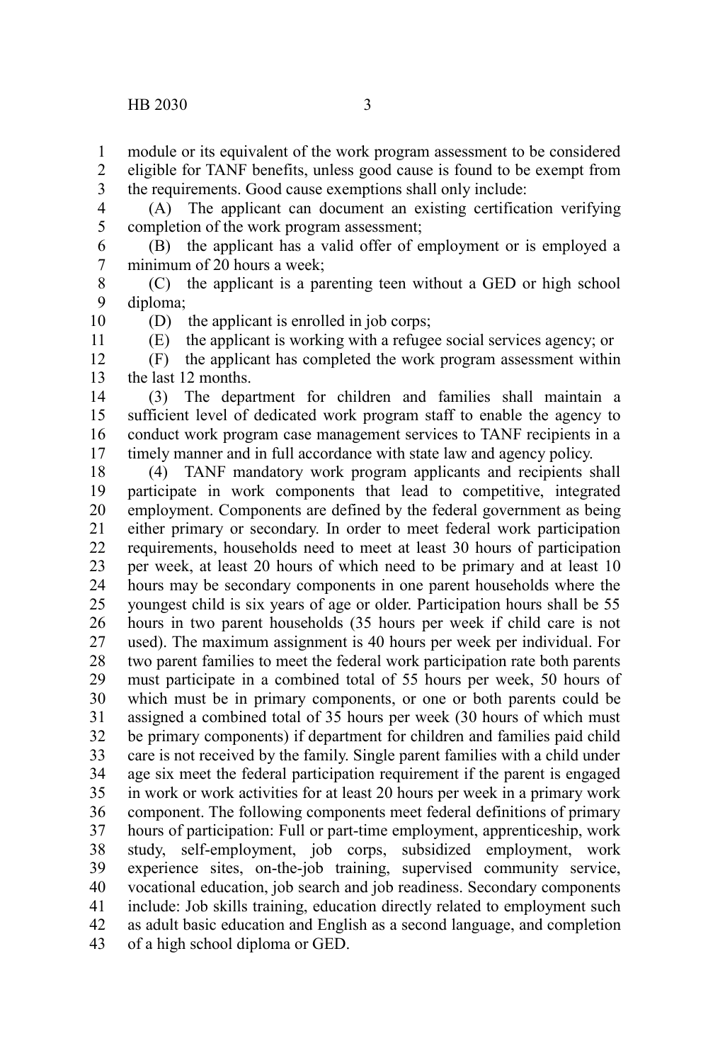module or its equivalent of the work program assessment to be considered eligible for TANF benefits, unless good cause is found to be exempt from the requirements. Good cause exemptions shall only include:

(A) The applicant can document an existing certification verifying completion of the work program assessment;

(B) the applicant has a valid offer of employment or is employed a minimum of 20 hours a week;

(C) the applicant is a parenting teen without a GED or high school diploma;

(D) the applicant is enrolled in job corps;

(E) the applicant is working with a refugee social services agency; or

(F) the applicant has completed the work program assessment within the last 12 months.

(3) The department for children and families shall maintain a sufficient level of dedicated work program staff to enable the agency to conduct work program case management services to TANF recipients in a timely manner and in full accordance with state law and agency policy.

(4) TANF mandatory work program applicants and recipients shall participate in work components that lead to competitive, integrated employment. Components are defined by the federal government as being either primary or secondary. In order to meet federal work participation requirements, households need to meet at least 30 hours of participation per week, at least 20 hours of which need to be primary and at least 10 hours may be secondary components in one parent households where the youngest child is six years of age or older. Participation hours shall be 55 hours in two parent households (35 hours per week if child care is not used). The maximum assignment is 40 hours per week per individual. For two parent families to meet the federal work participation rate both parents must participate in a combined total of 55 hours per week, 50 hours of which must be in primary components, or one or both parents could be assigned a combined total of 35 hours per week (30 hours of which must be primary components) if department for children and families paid child care is not received by the family. Single parent families with a child under age six meet the federal participation requirement if the parent is engaged in work or work activities for at least 20 hours per week in a primary work component. The following components meet federal definitions of primary hours of participation: Full or part-time employment, apprenticeship, work study, self-employment, job corps, subsidized employment, work experience sites, on-the-job training, supervised community service, vocational education, job search and job readiness. Secondary components include: Job skills training, education directly related to employment such as adult basic education and English as a second language, and completion of a high school diploma or GED.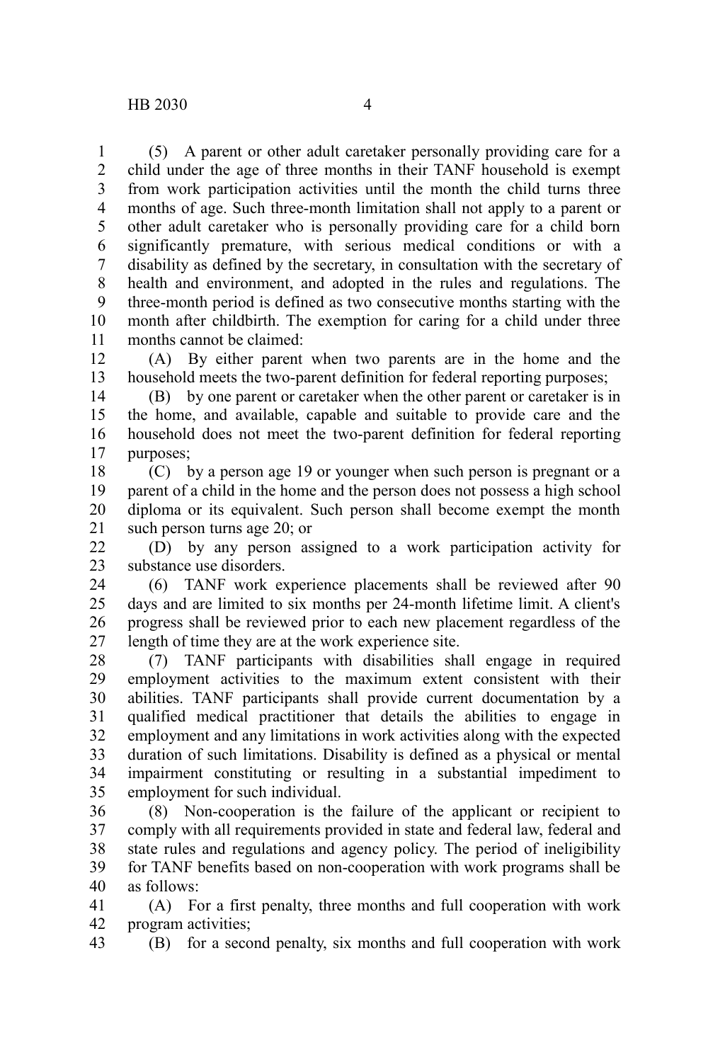(5) A parent or other adult caretaker personally providing care for a child under the age of three months in their TANF household is exempt from work participation activities until the month the child turns three months of age. Such three-month limitation shall not apply to a parent or other adult caretaker who is personally providing care for a child born significantly premature, with serious medical conditions or with a disability as defined by the secretary, in consultation with the secretary of health and environment, and adopted in the rules and regulations. The three-month period is defined as two consecutive months starting with the month after childbirth. The exemption for caring for a child under three months cannot be claimed:

(A) By either parent when two parents are in the home and the household meets the two-parent definition for federal reporting purposes;

(B) by one parent or caretaker when the other parent or caretaker is in the home, and available, capable and suitable to provide care and the household does not meet the two-parent definition for federal reporting purposes;

(C) by a person age 19 or younger when such person is pregnant or a parent of a child in the home and the person does not possess a high school diploma or its equivalent. Such person shall become exempt the month such person turns age 20; or

(D) by any person assigned to a work participation activity for substance use disorders.

(6) TANF work experience placements shall be reviewed after 90 days and are limited to six months per 24-month lifetime limit. A client's progress shall be reviewed prior to each new placement regardless of the length of time they are at the work experience site.

(7) TANF participants with disabilities shall engage in required employment activities to the maximum extent consistent with their abilities. TANF participants shall provide current documentation by a qualified medical practitioner that details the abilities to engage in employment and any limitations in work activities along with the expected duration of such limitations. Disability is defined as a physical or mental impairment constituting or resulting in a substantial impediment to employment for such individual.

(8) Non-cooperation is the failure of the applicant or recipient to comply with all requirements provided in state and federal law, federal and state rules and regulations and agency policy. The period of ineligibility for TANF benefits based on non-cooperation with work programs shall be as follows:

(A) For a first penalty, three months and full cooperation with work program activities;

(B) for a second penalty, six months and full cooperation with work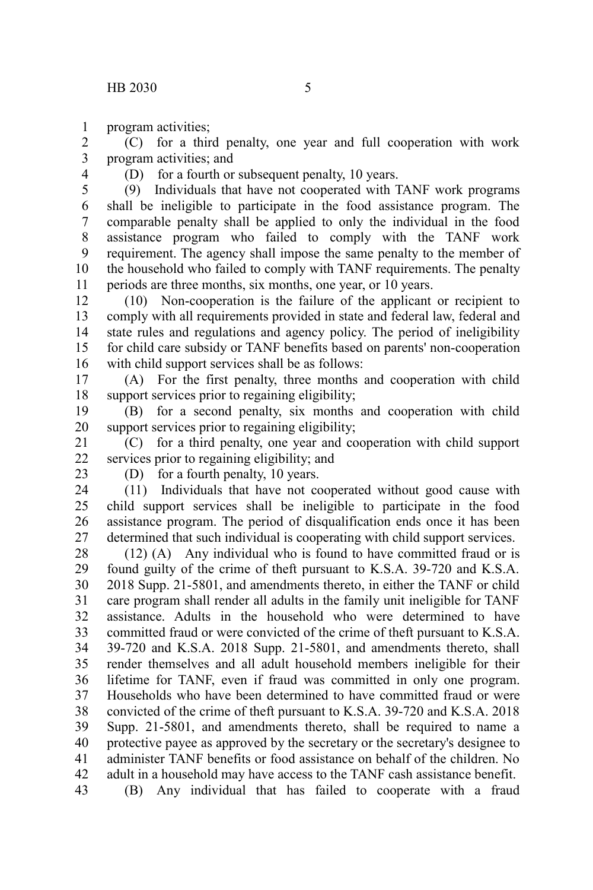program activities;

(C) for a third penalty, one year and full cooperation with work program activities; and

(D) for a fourth or subsequent penalty, 10 years.

(9) Individuals that have not cooperated with TANF work programs shall be ineligible to participate in the food assistance program. The comparable penalty shall be applied to only the individual in the food assistance program who failed to comply with the TANF work requirement. The agency shall impose the same penalty to the member of the household who failed to comply with TANF requirements. The penalty periods are three months, six months, one year, or 10 years.

(10) Non-cooperation is the failure of the applicant or recipient to comply with all requirements provided in state and federal law, federal and state rules and regulations and agency policy. The period of ineligibility for child care subsidy or TANF benefits based on parents' non-cooperation with child support services shall be as follows:

(A) For the first penalty, three months and cooperation with child support services prior to regaining eligibility;

(B) for a second penalty, six months and cooperation with child support services prior to regaining eligibility;

(C) for a third penalty, one year and cooperation with child support services prior to regaining eligibility; and

(D) for a fourth penalty, 10 years.

(11) Individuals that have not cooperated without good cause with child support services shall be ineligible to participate in the food assistance program. The period of disqualification ends once it has been determined that such individual is cooperating with child support services.

(12) (A) Any individual who is found to have committed fraud or is found guilty of the crime of theft pursuant to K.S.A. 39-720 and K.S.A. 2018 Supp. 21-5801, and amendments thereto, in either the TANF or child care program shall render all adults in the family unit ineligible for TANF assistance. Adults in the household who were determined to have committed fraud or were convicted of the crime of theft pursuant to K.S.A. 39-720 and K.S.A. 2018 Supp. 21-5801, and amendments thereto, shall render themselves and all adult household members ineligible for their lifetime for TANF, even if fraud was committed in only one program. Households who have been determined to have committed fraud or were convicted of the crime of theft pursuant to K.S.A. 39-720 and K.S.A. 2018 Supp. 21-5801, and amendments thereto, shall be required to name a protective payee as approved by the secretary or the secretary's designee to administer TANF benefits or food assistance on behalf of the children. No adult in a household may have access to the TANF cash assistance benefit.

(B) Any individual that has failed to cooperate with a fraud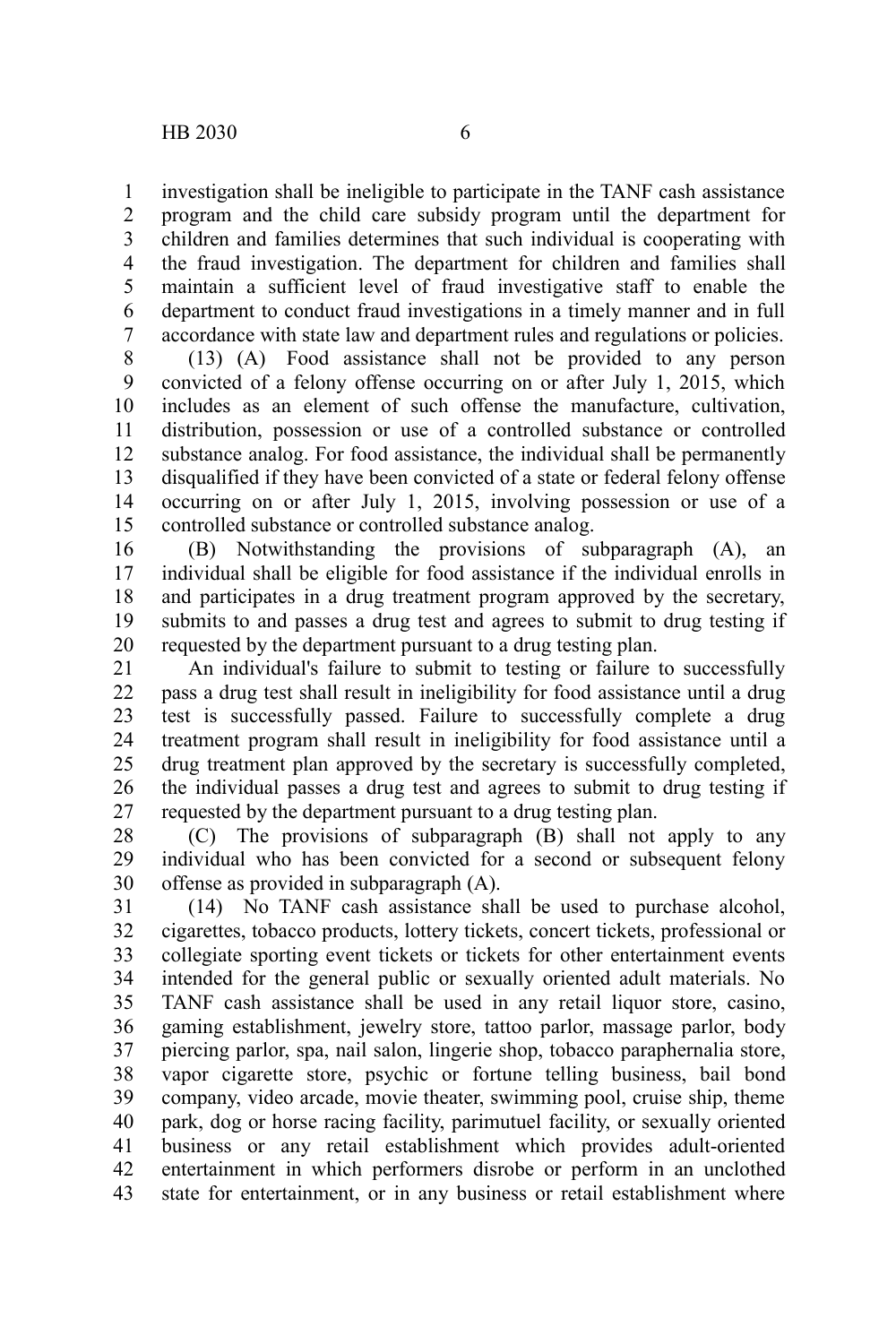investigation shall be ineligible to participate in the TANF cash assistance program and the child care subsidy program until the department for children and families determines that such individual is cooperating with the fraud investigation. The department for children and families shall maintain a sufficient level of fraud investigative staff to enable the department to conduct fraud investigations in a timely manner and in full accordance with state law and department rules and regulations or policies.

(13) (A) Food assistance shall not be provided to any person convicted of a felony offense occurring on or after July 1, 2015, which includes as an element of such offense the manufacture, cultivation, distribution, possession or use of a controlled substance or controlled substance analog. For food assistance, the individual shall be permanently disqualified if they have been convicted of a state or federal felony offense occurring on or after July 1, 2015, involving possession or use of a controlled substance or controlled substance analog.

(B) Notwithstanding the provisions of subparagraph (A), an individual shall be eligible for food assistance if the individual enrolls in and participates in a drug treatment program approved by the secretary, submits to and passes a drug test and agrees to submit to drug testing if requested by the department pursuant to a drug testing plan.

An individual's failure to submit to testing or failure to successfully pass a drug test shall result in ineligibility for food assistance until a drug test is successfully passed. Failure to successfully complete a drug treatment program shall result in ineligibility for food assistance until a drug treatment plan approved by the secretary is successfully completed, the individual passes a drug test and agrees to submit to drug testing if requested by the department pursuant to a drug testing plan.

(C) The provisions of subparagraph (B) shall not apply to any individual who has been convicted for a second or subsequent felony offense as provided in subparagraph (A).

(14) No TANF cash assistance shall be used to purchase alcohol, cigarettes, tobacco products, lottery tickets, concert tickets, professional or collegiate sporting event tickets or tickets for other entertainment events intended for the general public or sexually oriented adult materials. No TANF cash assistance shall be used in any retail liquor store, casino, gaming establishment, jewelry store, tattoo parlor, massage parlor, body piercing parlor, spa, nail salon, lingerie shop, tobacco paraphernalia store, vapor cigarette store, psychic or fortune telling business, bail bond company, video arcade, movie theater, swimming pool, cruise ship, theme park, dog or horse racing facility, parimutuel facility, or sexually oriented business or any retail establishment which provides adult-oriented entertainment in which performers disrobe or perform in an unclothed state for entertainment, or in any business or retail establishment where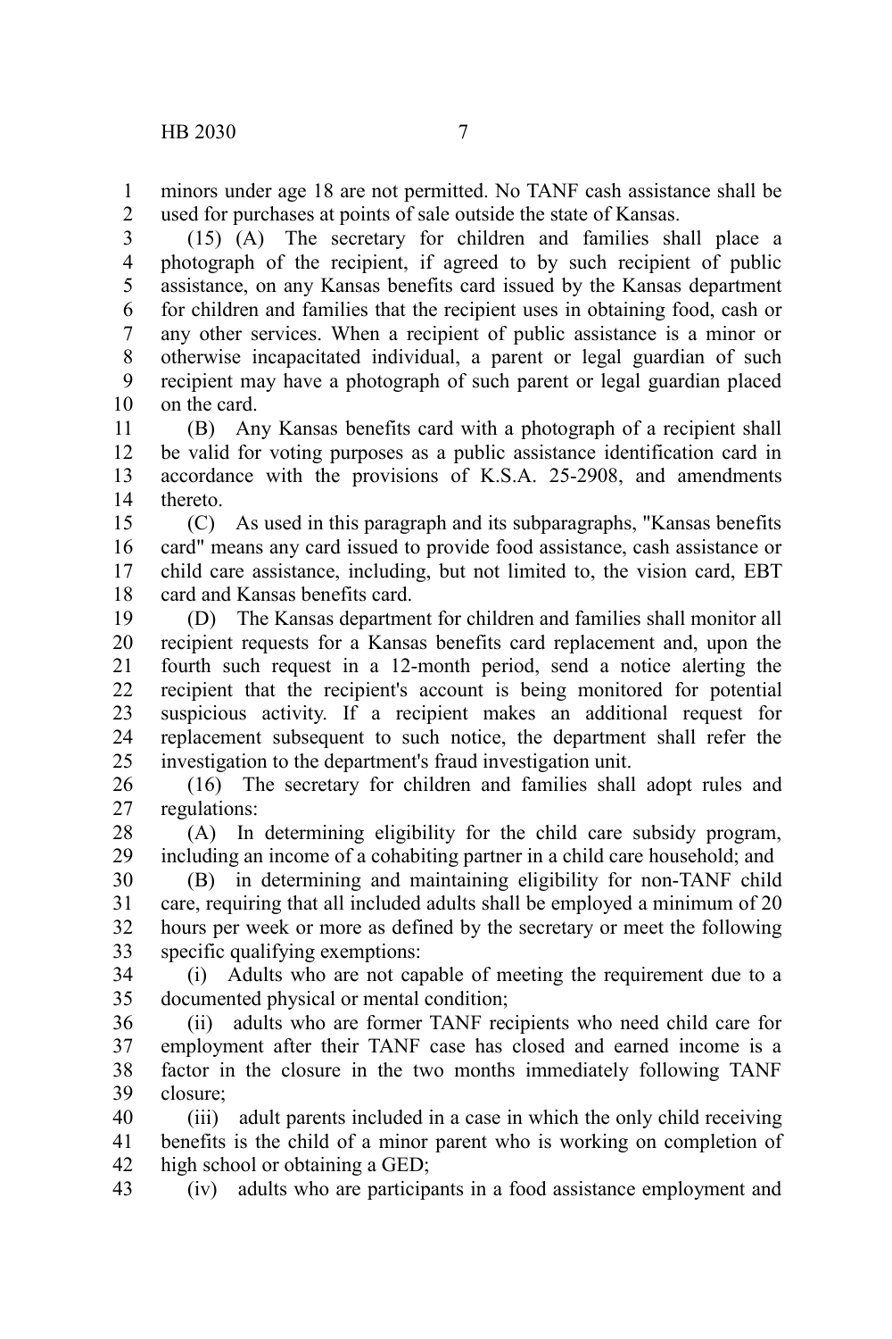minors under age 18 are not permitted. No TANF cash assistance shall be used for purchases at points of sale outside the state of Kansas.

(15) (A) The secretary for children and families shall place a photograph of the recipient, if agreed to by such recipient of public assistance, on any Kansas benefits card issued by the Kansas department for children and families that the recipient uses in obtaining food, cash or any other services. When a recipient of public assistance is a minor or otherwise incapacitated individual, a parent or legal guardian of such recipient may have a photograph of such parent or legal guardian placed on the card.

(B) Any Kansas benefits card with a photograph of a recipient shall be valid for voting purposes as a public assistance identification card in accordance with the provisions of K.S.A. 25-2908, and amendments thereto.

(C) As used in this paragraph and its subparagraphs, "Kansas benefits card" means any card issued to provide food assistance, cash assistance or child care assistance, including, but not limited to, the vision card, EBT card and Kansas benefits card.

(D) The Kansas department for children and families shall monitor all recipient requests for a Kansas benefits card replacement and, upon the fourth such request in a 12-month period, send a notice alerting the recipient that the recipient's account is being monitored for potential suspicious activity. If a recipient makes an additional request for replacement subsequent to such notice, the department shall refer the investigation to the department's fraud investigation unit.

(16) The secretary for children and families shall adopt rules and regulations:

(A) In determining eligibility for the child care subsidy program, including an income of a cohabiting partner in a child care household; and

(B) in determining and maintaining eligibility for non-TANF child care, requiring that all included adults shall be employed a minimum of 20 hours per week or more as defined by the secretary or meet the following specific qualifying exemptions:

(i) Adults who are not capable of meeting the requirement due to a documented physical or mental condition;

(ii) adults who are former TANF recipients who need child care for employment after their TANF case has closed and earned income is a factor in the closure in the two months immediately following TANF closure;

(iii) adult parents included in a case in which the only child receiving benefits is the child of a minor parent who is working on completion of high school or obtaining a GED;

(iv) adults who are participants in a food assistance employment and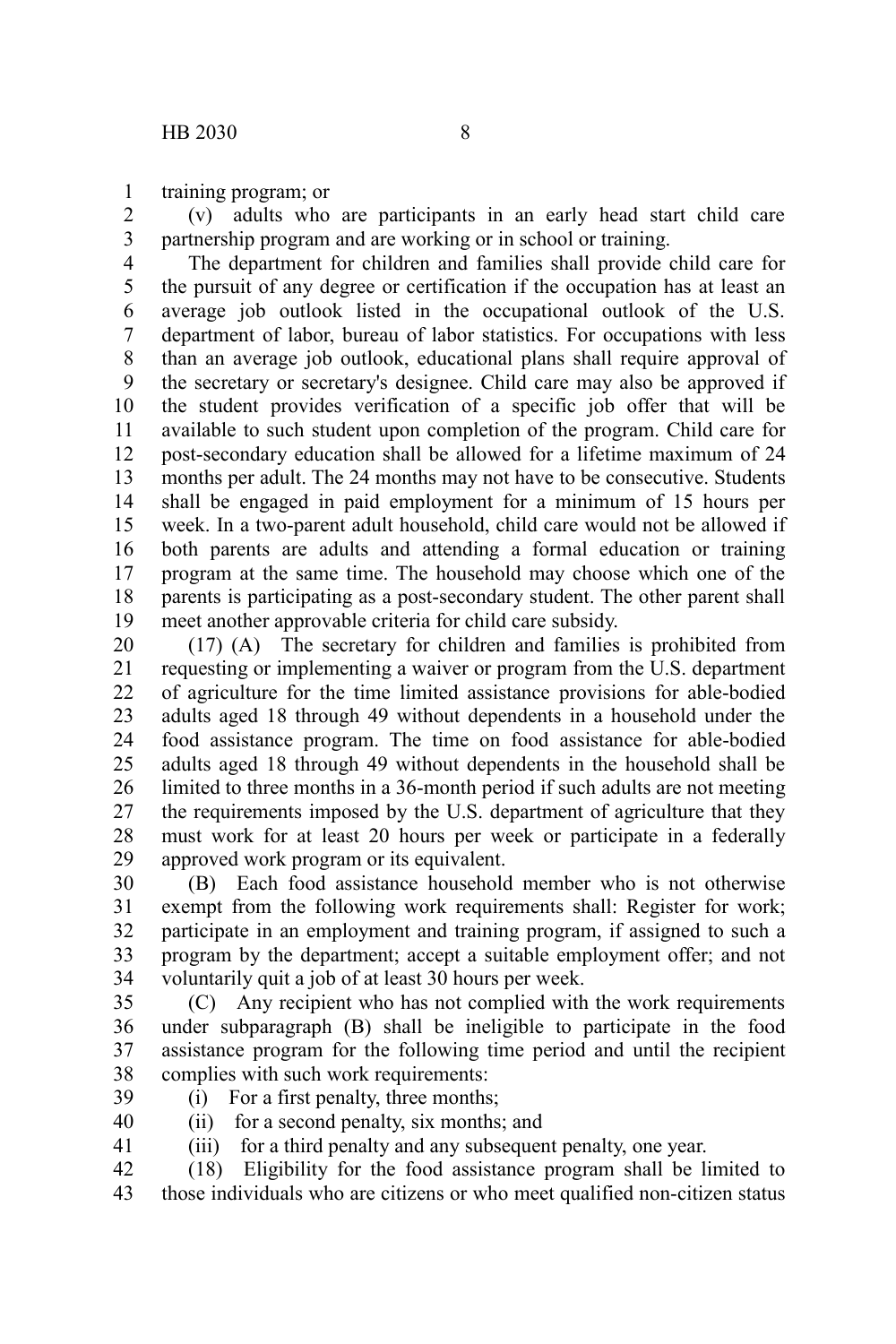training program; or

(v) adults who are participants in an early head start child care partnership program and are working or in school or training.

The department for children and families shall provide child care for the pursuit of any degree or certification if the occupation has at least an average job outlook listed in the occupational outlook of the U.S. department of labor, bureau of labor statistics. For occupations with less than an average job outlook, educational plans shall require approval of the secretary or secretary's designee. Child care may also be approved if the student provides verification of a specific job offer that will be available to such student upon completion of the program. Child care for post-secondary education shall be allowed for a lifetime maximum of 24 months per adult. The 24 months may not have to be consecutive. Students shall be engaged in paid employment for a minimum of 15 hours per week. In a two-parent adult household, child care would not be allowed if both parents are adults and attending a formal education or training program at the same time. The household may choose which one of the parents is participating as a post-secondary student. The other parent shall meet another approvable criteria for child care subsidy.

(17) (A) The secretary for children and families is prohibited from requesting or implementing a waiver or program from the U.S. department of agriculture for the time limited assistance provisions for able-bodied adults aged 18 through 49 without dependents in a household under the food assistance program. The time on food assistance for able-bodied adults aged 18 through 49 without dependents in the household shall be limited to three months in a 36-month period if such adults are not meeting the requirements imposed by the U.S. department of agriculture that they must work for at least 20 hours per week or participate in a federally approved work program or its equivalent.

(B) Each food assistance household member who is not otherwise exempt from the following work requirements shall: Register for work; participate in an employment and training program, if assigned to such a program by the department; accept a suitable employment offer; and not voluntarily quit a job of at least 30 hours per week.

(C) Any recipient who has not complied with the work requirements under subparagraph (B) shall be ineligible to participate in the food assistance program for the following time period and until the recipient complies with such work requirements:

(i) For a first penalty, three months;

(ii) for a second penalty, six months; and

(iii) for a third penalty and any subsequent penalty, one year.

(18) Eligibility for the food assistance program shall be limited to those individuals who are citizens or who meet qualified non-citizen status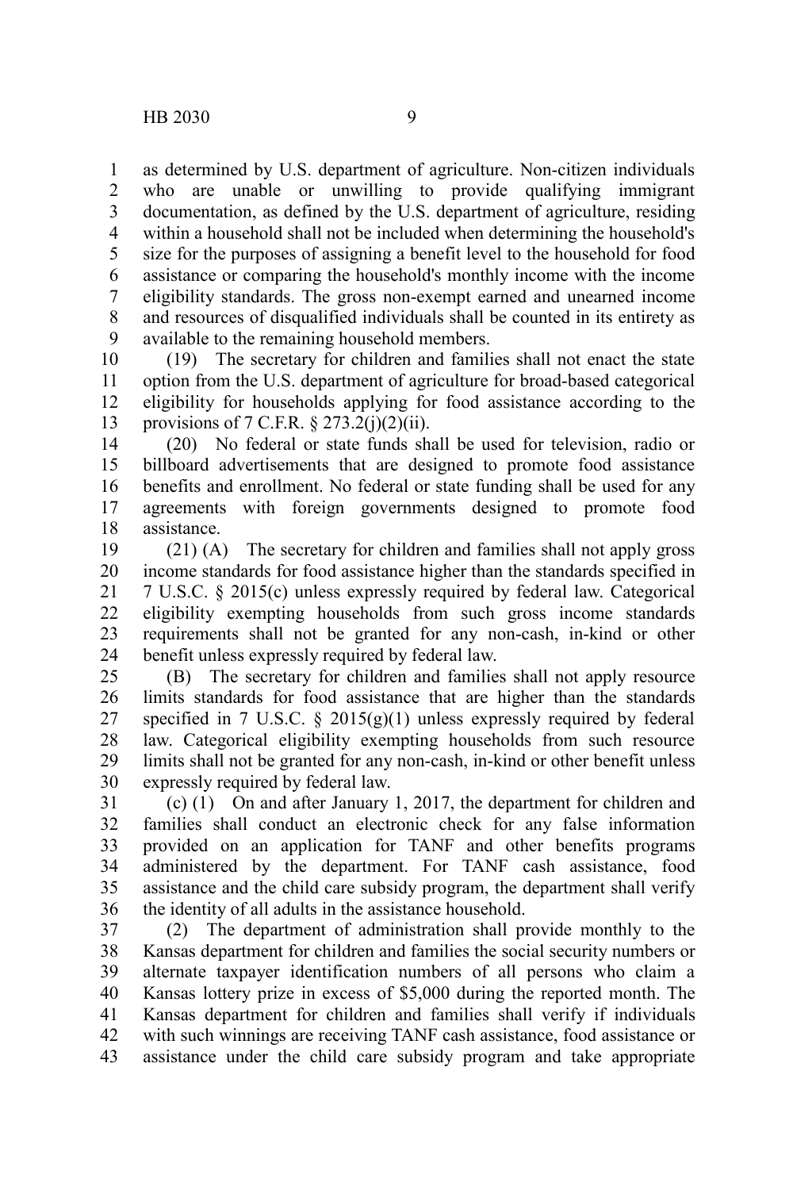as determined by U.S. department of agriculture. Non-citizen individuals who are unable or unwilling to provide qualifying immigrant documentation, as defined by the U.S. department of agriculture, residing within a household shall not be included when determining the household's size for the purposes of assigning a benefit level to the household for food assistance or comparing the household's monthly income with the income eligibility standards. The gross non-exempt earned and unearned income and resources of disqualified individuals shall be counted in its entirety as available to the remaining household members.

(19) The secretary for children and families shall not enact the state option from the U.S. department of agriculture for broad-based categorical eligibility for households applying for food assistance according to the provisions of 7 C.F.R. § 273.2(j)(2)(ii).

(20) No federal or state funds shall be used for television, radio or billboard advertisements that are designed to promote food assistance benefits and enrollment. No federal or state funding shall be used for any agreements with foreign governments designed to promote food assistance.

(21) (A) The secretary for children and families shall not apply gross income standards for food assistance higher than the standards specified in 7 U.S.C. § 2015(c) unless expressly required by federal law. Categorical eligibility exempting households from such gross income standards requirements shall not be granted for any non-cash, in-kind or other benefit unless expressly required by federal law.

(B) The secretary for children and families shall not apply resource limits standards for food assistance that are higher than the standards specified in 7 U.S.C. § 2015(g)(1) unless expressly required by federal law. Categorical eligibility exempting households from such resource limits shall not be granted for any non-cash, in-kind or other benefit unless expressly required by federal law.

(c) (1) On and after January 1, 2017, the department for children and families shall conduct an electronic check for any false information provided on an application for TANF and other benefits programs administered by the department. For TANF cash assistance, food assistance and the child care subsidy program, the department shall verify the identity of all adults in the assistance household.

(2) The department of administration shall provide monthly to the Kansas department for children and families the social security numbers or alternate taxpayer identification numbers of all persons who claim a Kansas lottery prize in excess of $5,000 during the reported month. The Kansas department for children and families shall verify if individuals with such winnings are receiving TANF cash assistance, food assistance or assistance under the child care subsidy program and take appropriate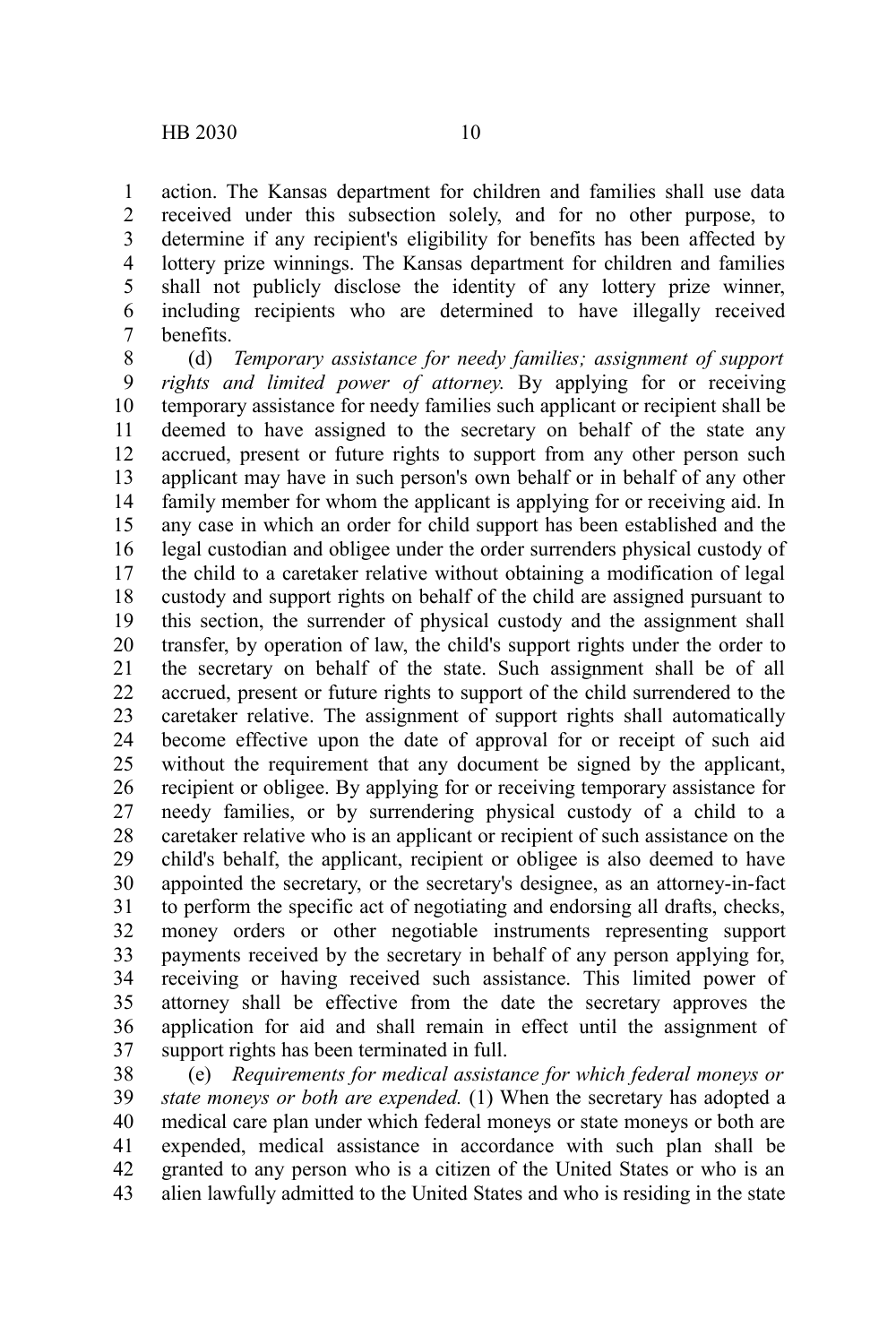action. The Kansas department for children and families shall use data received under this subsection solely, and for no other purpose, to determine if any recipient's eligibility for benefits has been affected by lottery prize winnings. The Kansas department for children and families shall not publicly disclose the identity of any lottery prize winner, including recipients who are determined to have illegally received benefits.

(d) *Temporary assistance for needy families; assignment of support rights and limited power of attorney.* By applying for or receiving temporary assistance for needy families such applicant or recipient shall be deemed to have assigned to the secretary on behalf of the state any accrued, present or future rights to support from any other person such applicant may have in such person's own behalf or in behalf of any other family member for whom the applicant is applying for or receiving aid. In any case in which an order for child support has been established and the legal custodian and obligee under the order surrenders physical custody of the child to a caretaker relative without obtaining a modification of legal custody and support rights on behalf of the child are assigned pursuant to this section, the surrender of physical custody and the assignment shall transfer, by operation of law, the child's support rights under the order to the secretary on behalf of the state. Such assignment shall be of all accrued, present or future rights to support of the child surrendered to the caretaker relative. The assignment of support rights shall automatically become effective upon the date of approval for or receipt of such aid without the requirement that any document be signed by the applicant, recipient or obligee. By applying for or receiving temporary assistance for needy families, or by surrendering physical custody of a child to a caretaker relative who is an applicant or recipient of such assistance on the child's behalf, the applicant, recipient or obligee is also deemed to have appointed the secretary, or the secretary's designee, as an attorney-in-fact to perform the specific act of negotiating and endorsing all drafts, checks, money orders or other negotiable instruments representing support payments received by the secretary in behalf of any person applying for, receiving or having received such assistance. This limited power of attorney shall be effective from the date the secretary approves the application for aid and shall remain in effect until the assignment of support rights has been terminated in full.

(e) *Requirements for medical assistance for which federal moneys or state moneys or both are expended.* (1) When the secretary has adopted a medical care plan under which federal moneys or state moneys or both are expended, medical assistance in accordance with such plan shall be granted to any person who is a citizen of the United States or who is an alien lawfully admitted to the United States and who is residing in the state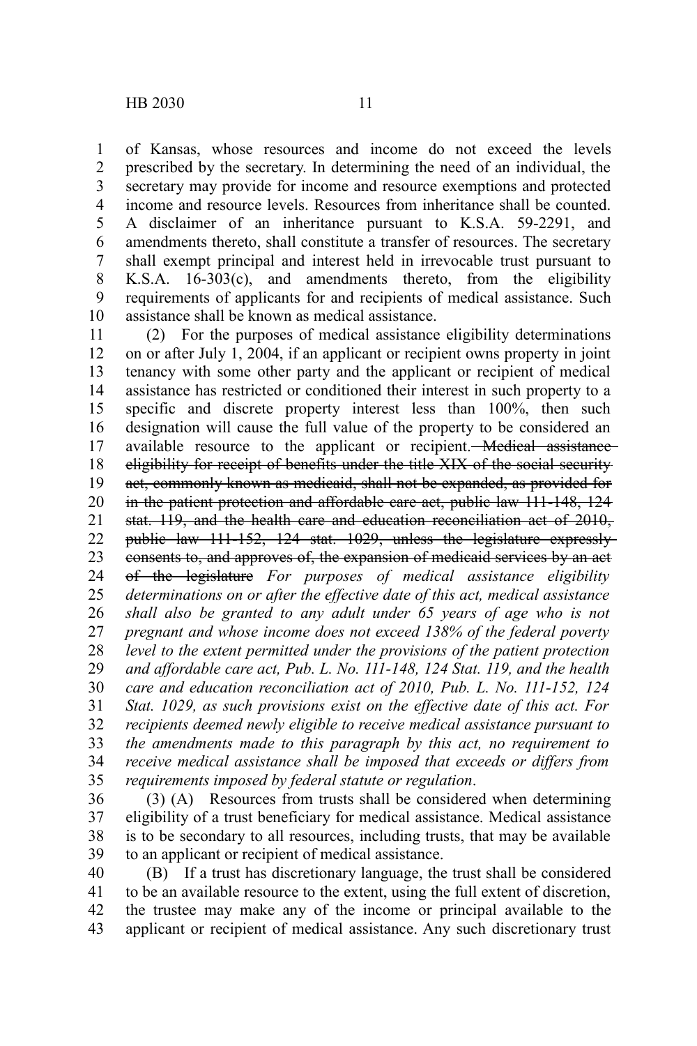of Kansas, whose resources and income do not exceed the levels prescribed by the secretary. In determining the need of an individual, the secretary may provide for income and resource exemptions and protected income and resource levels. Resources from inheritance shall be counted. A disclaimer of an inheritance pursuant to K.S.A. 59-2291, and amendments thereto, shall constitute a transfer of resources. The secretary shall exempt principal and interest held in irrevocable trust pursuant to K.S.A. 16-303(c), and amendments thereto, from the eligibility requirements of applicants for and recipients of medical assistance. Such assistance shall be known as medical assistance.

(2) For the purposes of medical assistance eligibility determinations on or after July 1, 2004, if an applicant or recipient owns property in joint tenancy with some other party and the applicant or recipient of medical assistance has restricted or conditioned their interest in such property to a specific and discrete property interest less than 100%, then such designation will cause the full value of the property to be considered an available resource to the applicant or recipient. ~~Medical assistance eligibility for receipt of benefits under the title XIX of the social security act, commonly known as medicaid, shall not be expanded, as provided for in the patient protection and affordable care act, public law 111-148, 124 stat. 119, and the health care and education reconciliation act of 2010, public law 111-152, 124 stat. 1029, unless the legislature expressly consents to, and approves of, the expansion of medicaid services by an act of the legislature~~ *For purposes of medical assistance eligibility determinations on or after the effective date of this act, medical assistance shall also be granted to any adult under 65 years of age who is not pregnant and whose income does not exceed 138% of the federal poverty level to the extent permitted under the provisions of the patient protection and affordable care act, Pub. L. No. 111-148, 124 Stat. 119, and the health care and education reconciliation act of 2010, Pub. L. No. 111-152, 124 Stat. 1029, as such provisions exist on the effective date of this act. For recipients deemed newly eligible to receive medical assistance pursuant to the amendments made to this paragraph by this act, no requirement to receive medical assistance shall be imposed that exceeds or differs from requirements imposed by federal statute or regulation*.

(3) (A) Resources from trusts shall be considered when determining eligibility of a trust beneficiary for medical assistance. Medical assistance is to be secondary to all resources, including trusts, that may be available to an applicant or recipient of medical assistance.

(B) If a trust has discretionary language, the trust shall be considered to be an available resource to the extent, using the full extent of discretion, the trustee may make any of the income or principal available to the applicant or recipient of medical assistance. Any such discretionary trust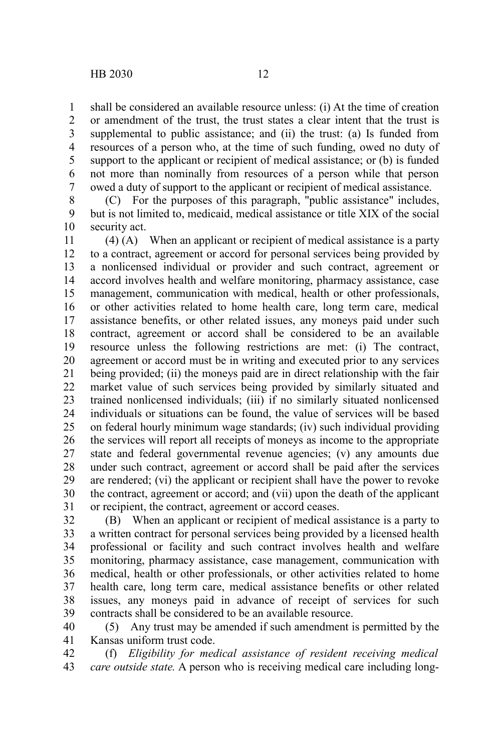shall be considered an available resource unless: (i) At the time of creation or amendment of the trust, the trust states a clear intent that the trust is supplemental to public assistance; and (ii) the trust: (a) Is funded from resources of a person who, at the time of such funding, owed no duty of support to the applicant or recipient of medical assistance; or (b) is funded not more than nominally from resources of a person while that person owed a duty of support to the applicant or recipient of medical assistance.

(C) For the purposes of this paragraph, "public assistance" includes, but is not limited to, medicaid, medical assistance or title XIX of the social security act.

(4) (A) When an applicant or recipient of medical assistance is a party to a contract, agreement or accord for personal services being provided by a nonlicensed individual or provider and such contract, agreement or accord involves health and welfare monitoring, pharmacy assistance, case management, communication with medical, health or other professionals, or other activities related to home health care, long term care, medical assistance benefits, or other related issues, any moneys paid under such contract, agreement or accord shall be considered to be an available resource unless the following restrictions are met: (i) The contract, agreement or accord must be in writing and executed prior to any services being provided; (ii) the moneys paid are in direct relationship with the fair market value of such services being provided by similarly situated and trained nonlicensed individuals; (iii) if no similarly situated nonlicensed individuals or situations can be found, the value of services will be based on federal hourly minimum wage standards; (iv) such individual providing the services will report all receipts of moneys as income to the appropriate state and federal governmental revenue agencies; (v) any amounts due under such contract, agreement or accord shall be paid after the services are rendered; (vi) the applicant or recipient shall have the power to revoke the contract, agreement or accord; and (vii) upon the death of the applicant or recipient, the contract, agreement or accord ceases.

(B) When an applicant or recipient of medical assistance is a party to a written contract for personal services being provided by a licensed health professional or facility and such contract involves health and welfare monitoring, pharmacy assistance, case management, communication with medical, health or other professionals, or other activities related to home health care, long term care, medical assistance benefits or other related issues, any moneys paid in advance of receipt of services for such contracts shall be considered to be an available resource.

(5) Any trust may be amended if such amendment is permitted by the Kansas uniform trust code.

(f) *Eligibility for medical assistance of resident receiving medical care outside state.* A person who is receiving medical care including long-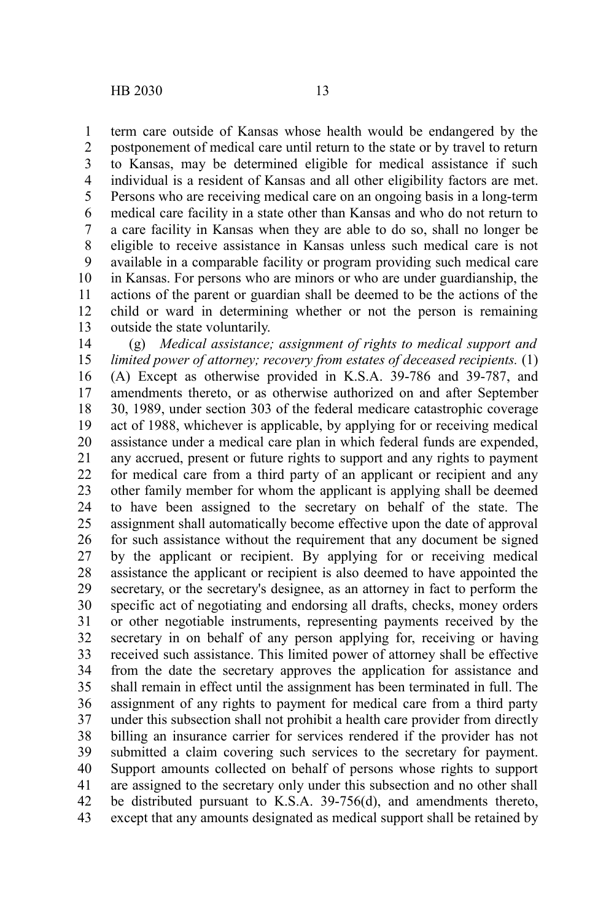term care outside of Kansas whose health would be endangered by the postponement of medical care until return to the state or by travel to return to Kansas, may be determined eligible for medical assistance if such individual is a resident of Kansas and all other eligibility factors are met. Persons who are receiving medical care on an ongoing basis in a long-term medical care facility in a state other than Kansas and who do not return to a care facility in Kansas when they are able to do so, shall no longer be eligible to receive assistance in Kansas unless such medical care is not available in a comparable facility or program providing such medical care in Kansas. For persons who are minors or who are under guardianship, the actions of the parent or guardian shall be deemed to be the actions of the child or ward in determining whether or not the person is remaining outside the state voluntarily.

(g) *Medical assistance; assignment of rights to medical support and limited power of attorney; recovery from estates of deceased recipients.* (1) (A) Except as otherwise provided in K.S.A. 39-786 and 39-787, and amendments thereto, or as otherwise authorized on and after September 30, 1989, under section 303 of the federal medicare catastrophic coverage act of 1988, whichever is applicable, by applying for or receiving medical assistance under a medical care plan in which federal funds are expended, any accrued, present or future rights to support and any rights to payment for medical care from a third party of an applicant or recipient and any other family member for whom the applicant is applying shall be deemed to have been assigned to the secretary on behalf of the state. The assignment shall automatically become effective upon the date of approval for such assistance without the requirement that any document be signed by the applicant or recipient. By applying for or receiving medical assistance the applicant or recipient is also deemed to have appointed the secretary, or the secretary's designee, as an attorney in fact to perform the specific act of negotiating and endorsing all drafts, checks, money orders or other negotiable instruments, representing payments received by the secretary in on behalf of any person applying for, receiving or having received such assistance. This limited power of attorney shall be effective from the date the secretary approves the application for assistance and shall remain in effect until the assignment has been terminated in full. The assignment of any rights to payment for medical care from a third party under this subsection shall not prohibit a health care provider from directly billing an insurance carrier for services rendered if the provider has not submitted a claim covering such services to the secretary for payment. Support amounts collected on behalf of persons whose rights to support are assigned to the secretary only under this subsection and no other shall be distributed pursuant to K.S.A. 39-756(d), and amendments thereto, except that any amounts designated as medical support shall be retained by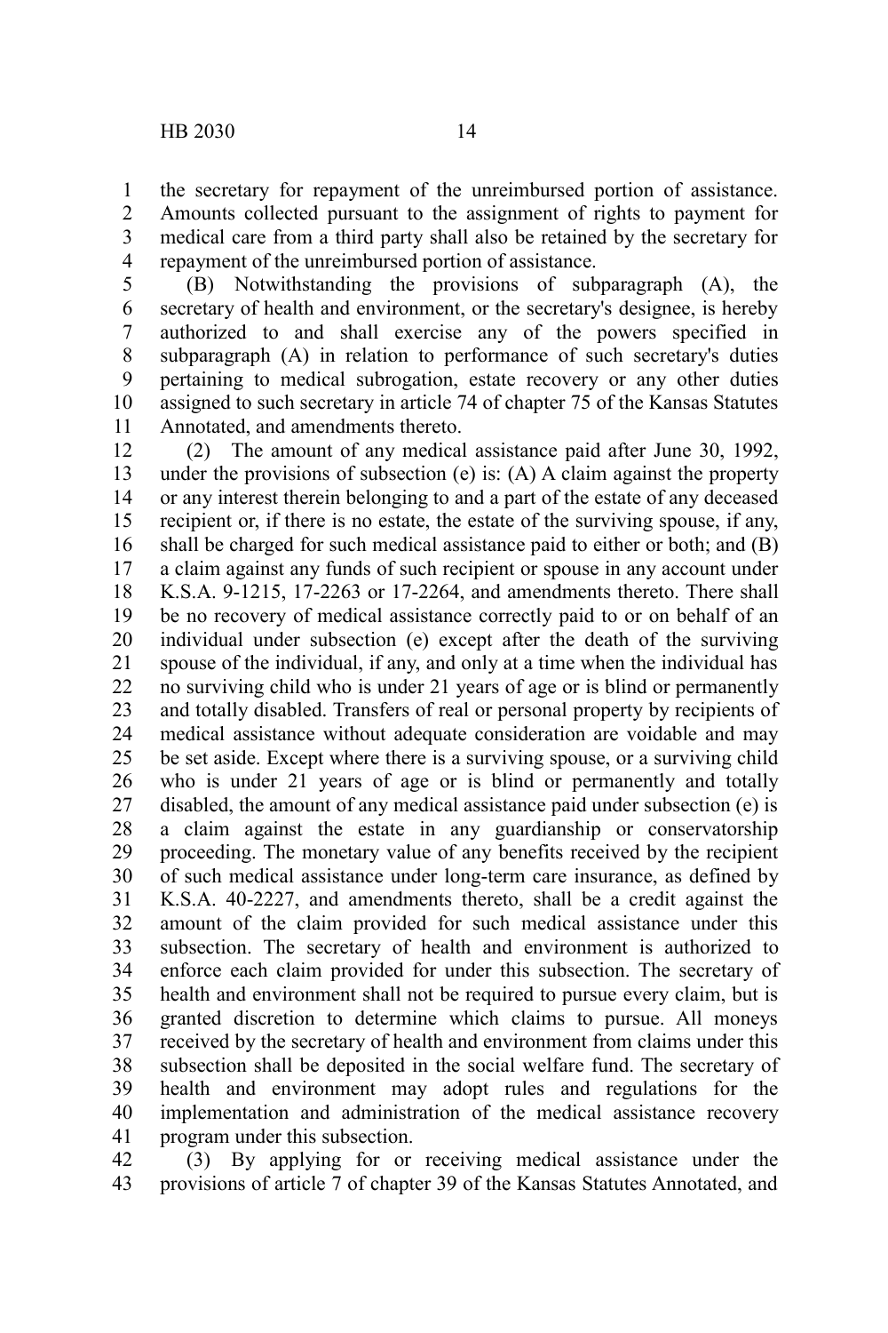the secretary for repayment of the unreimbursed portion of assistance. Amounts collected pursuant to the assignment of rights to payment for medical care from a third party shall also be retained by the secretary for repayment of the unreimbursed portion of assistance.

(B) Notwithstanding the provisions of subparagraph (A), the secretary of health and environment, or the secretary's designee, is hereby authorized to and shall exercise any of the powers specified in subparagraph (A) in relation to performance of such secretary's duties pertaining to medical subrogation, estate recovery or any other duties assigned to such secretary in article 74 of chapter 75 of the Kansas Statutes Annotated, and amendments thereto.

(2) The amount of any medical assistance paid after June 30, 1992, under the provisions of subsection (e) is: (A) A claim against the property or any interest therein belonging to and a part of the estate of any deceased recipient or, if there is no estate, the estate of the surviving spouse, if any, shall be charged for such medical assistance paid to either or both; and (B) a claim against any funds of such recipient or spouse in any account under K.S.A. 9-1215, 17-2263 or 17-2264, and amendments thereto. There shall be no recovery of medical assistance correctly paid to or on behalf of an individual under subsection (e) except after the death of the surviving spouse of the individual, if any, and only at a time when the individual has no surviving child who is under 21 years of age or is blind or permanently and totally disabled. Transfers of real or personal property by recipients of medical assistance without adequate consideration are voidable and may be set aside. Except where there is a surviving spouse, or a surviving child who is under 21 years of age or is blind or permanently and totally disabled, the amount of any medical assistance paid under subsection (e) is a claim against the estate in any guardianship or conservatorship proceeding. The monetary value of any benefits received by the recipient of such medical assistance under long-term care insurance, as defined by K.S.A. 40-2227, and amendments thereto, shall be a credit against the amount of the claim provided for such medical assistance under this subsection. The secretary of health and environment is authorized to enforce each claim provided for under this subsection. The secretary of health and environment shall not be required to pursue every claim, but is granted discretion to determine which claims to pursue. All moneys received by the secretary of health and environment from claims under this subsection shall be deposited in the social welfare fund. The secretary of health and environment may adopt rules and regulations for the implementation and administration of the medical assistance recovery program under this subsection.

(3) By applying for or receiving medical assistance under the provisions of article 7 of chapter 39 of the Kansas Statutes Annotated, and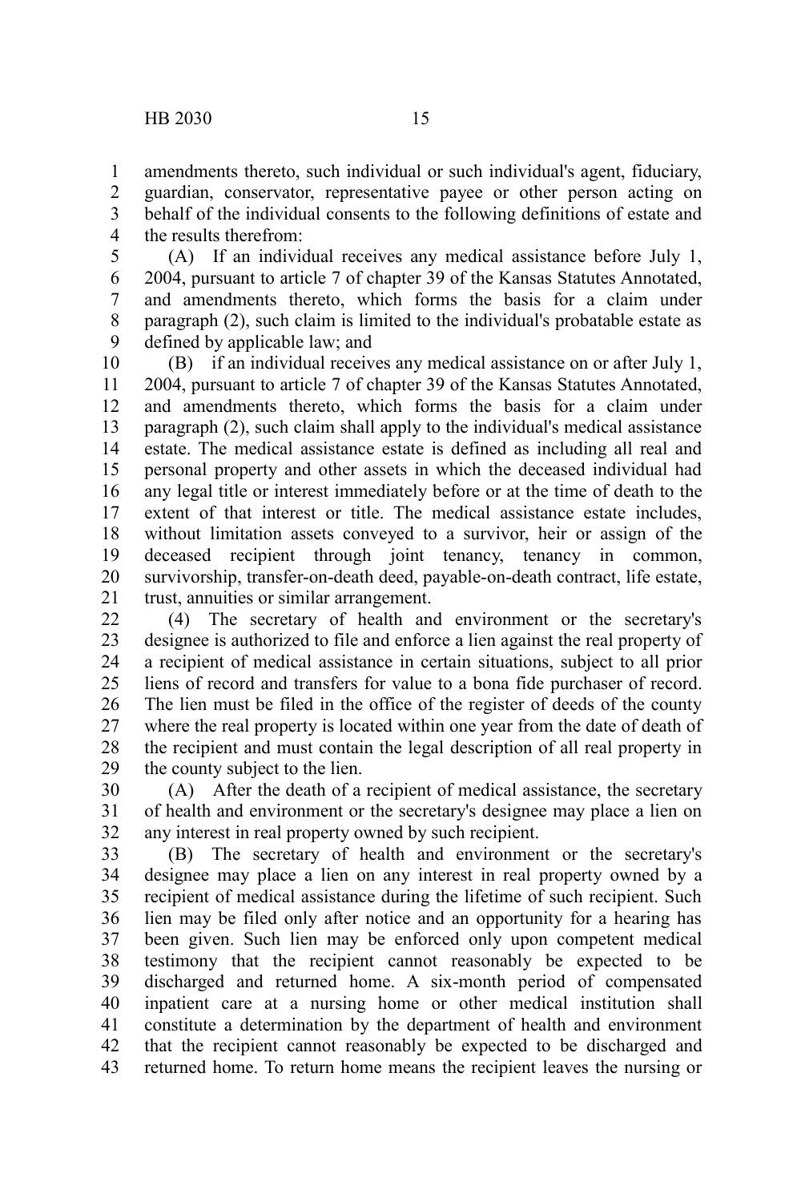amendments thereto, such individual or such individual's agent, fiduciary, guardian, conservator, representative payee or other person acting on behalf of the individual consents to the following definitions of estate and the results therefrom:

(A) If an individual receives any medical assistance before July 1, 2004, pursuant to article 7 of chapter 39 of the Kansas Statutes Annotated, and amendments thereto, which forms the basis for a claim under paragraph (2), such claim is limited to the individual's probatable estate as defined by applicable law; and

(B) if an individual receives any medical assistance on or after July 1, 2004, pursuant to article 7 of chapter 39 of the Kansas Statutes Annotated, and amendments thereto, which forms the basis for a claim under paragraph (2), such claim shall apply to the individual's medical assistance estate. The medical assistance estate is defined as including all real and personal property and other assets in which the deceased individual had any legal title or interest immediately before or at the time of death to the extent of that interest or title. The medical assistance estate includes, without limitation assets conveyed to a survivor, heir or assign of the deceased recipient through joint tenancy, tenancy in common, survivorship, transfer-on-death deed, payable-on-death contract, life estate, trust, annuities or similar arrangement.

(4) The secretary of health and environment or the secretary's designee is authorized to file and enforce a lien against the real property of a recipient of medical assistance in certain situations, subject to all prior liens of record and transfers for value to a bona fide purchaser of record. The lien must be filed in the office of the register of deeds of the county where the real property is located within one year from the date of death of the recipient and must contain the legal description of all real property in the county subject to the lien.

(A) After the death of a recipient of medical assistance, the secretary of health and environment or the secretary's designee may place a lien on any interest in real property owned by such recipient.

(B) The secretary of health and environment or the secretary's designee may place a lien on any interest in real property owned by a recipient of medical assistance during the lifetime of such recipient. Such lien may be filed only after notice and an opportunity for a hearing has been given. Such lien may be enforced only upon competent medical testimony that the recipient cannot reasonably be expected to be discharged and returned home. A six-month period of compensated inpatient care at a nursing home or other medical institution shall constitute a determination by the department of health and environment that the recipient cannot reasonably be expected to be discharged and returned home. To return home means the recipient leaves the nursing or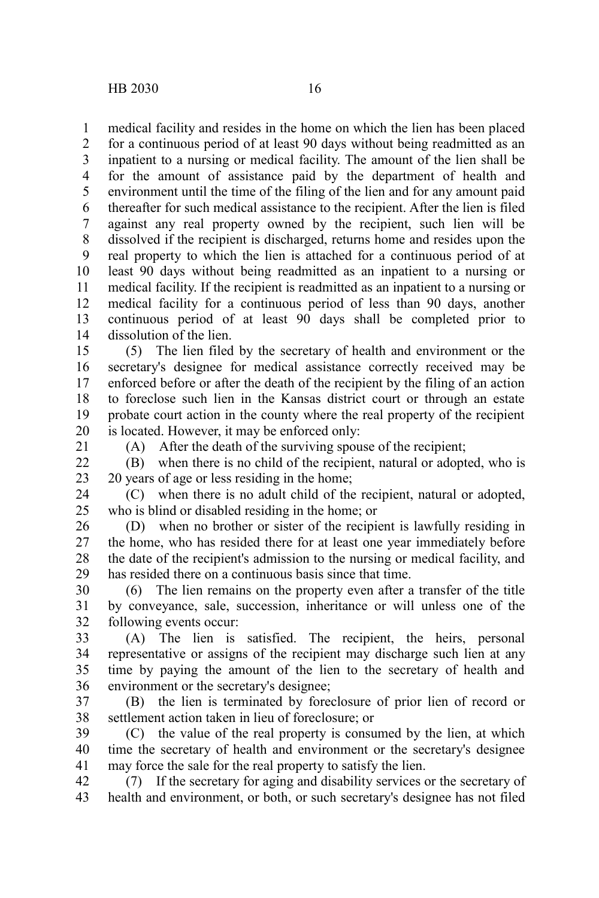medical facility and resides in the home on which the lien has been placed for a continuous period of at least 90 days without being readmitted as an inpatient to a nursing or medical facility. The amount of the lien shall be for the amount of assistance paid by the department of health and environment until the time of the filing of the lien and for any amount paid thereafter for such medical assistance to the recipient. After the lien is filed against any real property owned by the recipient, such lien will be dissolved if the recipient is discharged, returns home and resides upon the real property to which the lien is attached for a continuous period of at least 90 days without being readmitted as an inpatient to a nursing or medical facility. If the recipient is readmitted as an inpatient to a nursing or medical facility for a continuous period of less than 90 days, another continuous period of at least 90 days shall be completed prior to dissolution of the lien.

(5) The lien filed by the secretary of health and environment or the secretary's designee for medical assistance correctly received may be enforced before or after the death of the recipient by the filing of an action to foreclose such lien in the Kansas district court or through an estate probate court action in the county where the real property of the recipient is located. However, it may be enforced only:

(A) After the death of the surviving spouse of the recipient;

(B) when there is no child of the recipient, natural or adopted, who is 20 years of age or less residing in the home;

(C) when there is no adult child of the recipient, natural or adopted, who is blind or disabled residing in the home; or

(D) when no brother or sister of the recipient is lawfully residing in the home, who has resided there for at least one year immediately before the date of the recipient's admission to the nursing or medical facility, and has resided there on a continuous basis since that time.

(6) The lien remains on the property even after a transfer of the title by conveyance, sale, succession, inheritance or will unless one of the following events occur:

(A) The lien is satisfied. The recipient, the heirs, personal representative or assigns of the recipient may discharge such lien at any time by paying the amount of the lien to the secretary of health and environment or the secretary's designee;

(B) the lien is terminated by foreclosure of prior lien of record or settlement action taken in lieu of foreclosure; or

(C) the value of the real property is consumed by the lien, at which time the secretary of health and environment or the secretary's designee may force the sale for the real property to satisfy the lien.

(7) If the secretary for aging and disability services or the secretary of health and environment, or both, or such secretary's designee has not filed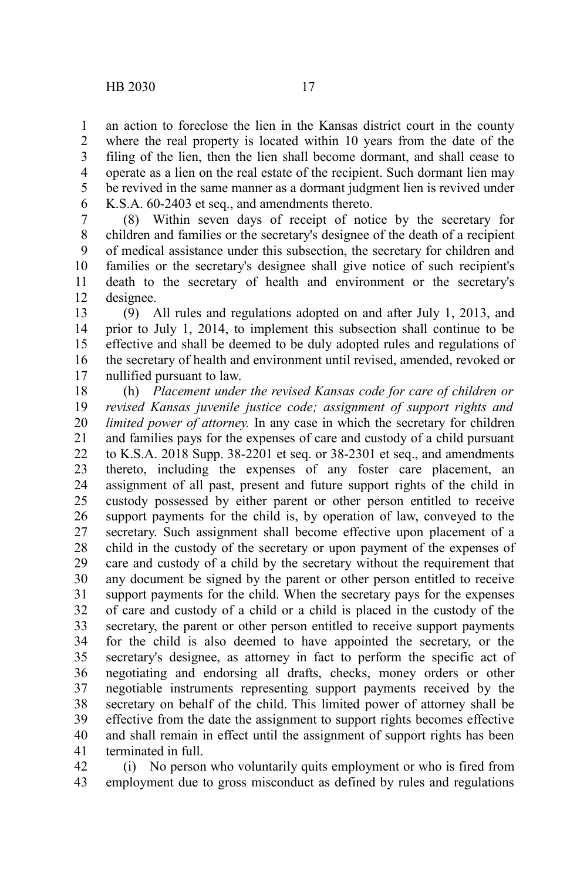an action to foreclose the lien in the Kansas district court in the county where the real property is located within 10 years from the date of the filing of the lien, then the lien shall become dormant, and shall cease to operate as a lien on the real estate of the recipient. Such dormant lien may be revived in the same manner as a dormant judgment lien is revived under K.S.A. 60-2403 et seq., and amendments thereto.

(8) Within seven days of receipt of notice by the secretary for children and families or the secretary's designee of the death of a recipient of medical assistance under this subsection, the secretary for children and families or the secretary's designee shall give notice of such recipient's death to the secretary of health and environment or the secretary's designee.

(9) All rules and regulations adopted on and after July 1, 2013, and prior to July 1, 2014, to implement this subsection shall continue to be effective and shall be deemed to be duly adopted rules and regulations of the secretary of health and environment until revised, amended, revoked or nullified pursuant to law.

(h) *Placement under the revised Kansas code for care of children or revised Kansas juvenile justice code; assignment of support rights and limited power of attorney.* In any case in which the secretary for children and families pays for the expenses of care and custody of a child pursuant to K.S.A. 2018 Supp. 38-2201 et seq. or 38-2301 et seq., and amendments thereto, including the expenses of any foster care placement, an assignment of all past, present and future support rights of the child in custody possessed by either parent or other person entitled to receive support payments for the child is, by operation of law, conveyed to the secretary. Such assignment shall become effective upon placement of a child in the custody of the secretary or upon payment of the expenses of care and custody of a child by the secretary without the requirement that any document be signed by the parent or other person entitled to receive support payments for the child. When the secretary pays for the expenses of care and custody of a child or a child is placed in the custody of the secretary, the parent or other person entitled to receive support payments for the child is also deemed to have appointed the secretary, or the secretary's designee, as attorney in fact to perform the specific act of negotiating and endorsing all drafts, checks, money orders or other negotiable instruments representing support payments received by the secretary on behalf of the child. This limited power of attorney shall be effective from the date the assignment to support rights becomes effective and shall remain in effect until the assignment of support rights has been terminated in full.

(i) No person who voluntarily quits employment or who is fired from employment due to gross misconduct as defined by rules and regulations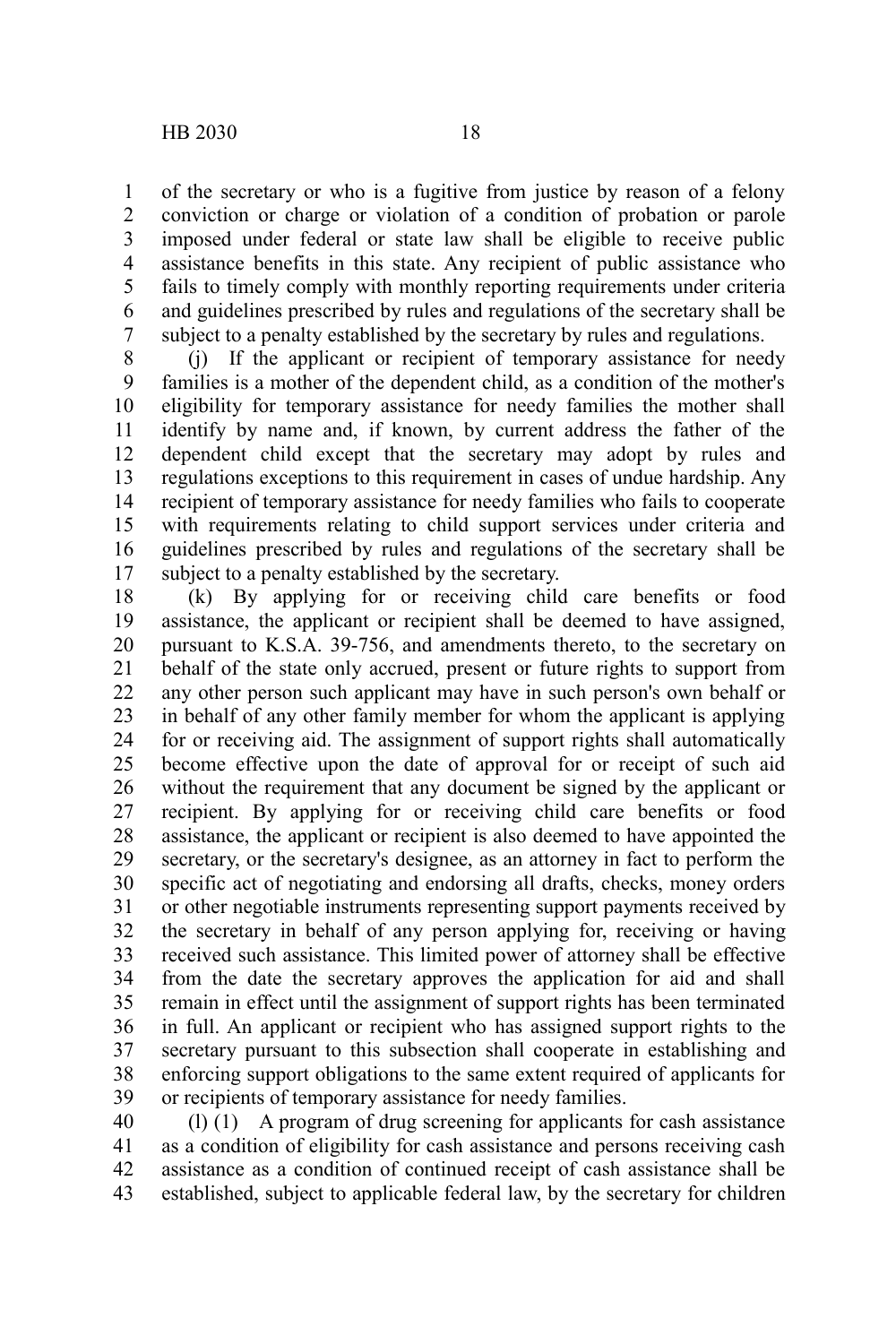of the secretary or who is a fugitive from justice by reason of a felony conviction or charge or violation of a condition of probation or parole imposed under federal or state law shall be eligible to receive public assistance benefits in this state. Any recipient of public assistance who fails to timely comply with monthly reporting requirements under criteria and guidelines prescribed by rules and regulations of the secretary shall be subject to a penalty established by the secretary by rules and regulations.

(j) If the applicant or recipient of temporary assistance for needy families is a mother of the dependent child, as a condition of the mother's eligibility for temporary assistance for needy families the mother shall identify by name and, if known, by current address the father of the dependent child except that the secretary may adopt by rules and regulations exceptions to this requirement in cases of undue hardship. Any recipient of temporary assistance for needy families who fails to cooperate with requirements relating to child support services under criteria and guidelines prescribed by rules and regulations of the secretary shall be subject to a penalty established by the secretary.

(k) By applying for or receiving child care benefits or food assistance, the applicant or recipient shall be deemed to have assigned, pursuant to K.S.A. 39-756, and amendments thereto, to the secretary on behalf of the state only accrued, present or future rights to support from any other person such applicant may have in such person's own behalf or in behalf of any other family member for whom the applicant is applying for or receiving aid. The assignment of support rights shall automatically become effective upon the date of approval for or receipt of such aid without the requirement that any document be signed by the applicant or recipient. By applying for or receiving child care benefits or food assistance, the applicant or recipient is also deemed to have appointed the secretary, or the secretary's designee, as an attorney in fact to perform the specific act of negotiating and endorsing all drafts, checks, money orders or other negotiable instruments representing support payments received by the secretary in behalf of any person applying for, receiving or having received such assistance. This limited power of attorney shall be effective from the date the secretary approves the application for aid and shall remain in effect until the assignment of support rights has been terminated in full. An applicant or recipient who has assigned support rights to the secretary pursuant to this subsection shall cooperate in establishing and enforcing support obligations to the same extent required of applicants for or recipients of temporary assistance for needy families.

(l) (1) A program of drug screening for applicants for cash assistance as a condition of eligibility for cash assistance and persons receiving cash assistance as a condition of continued receipt of cash assistance shall be established, subject to applicable federal law, by the secretary for children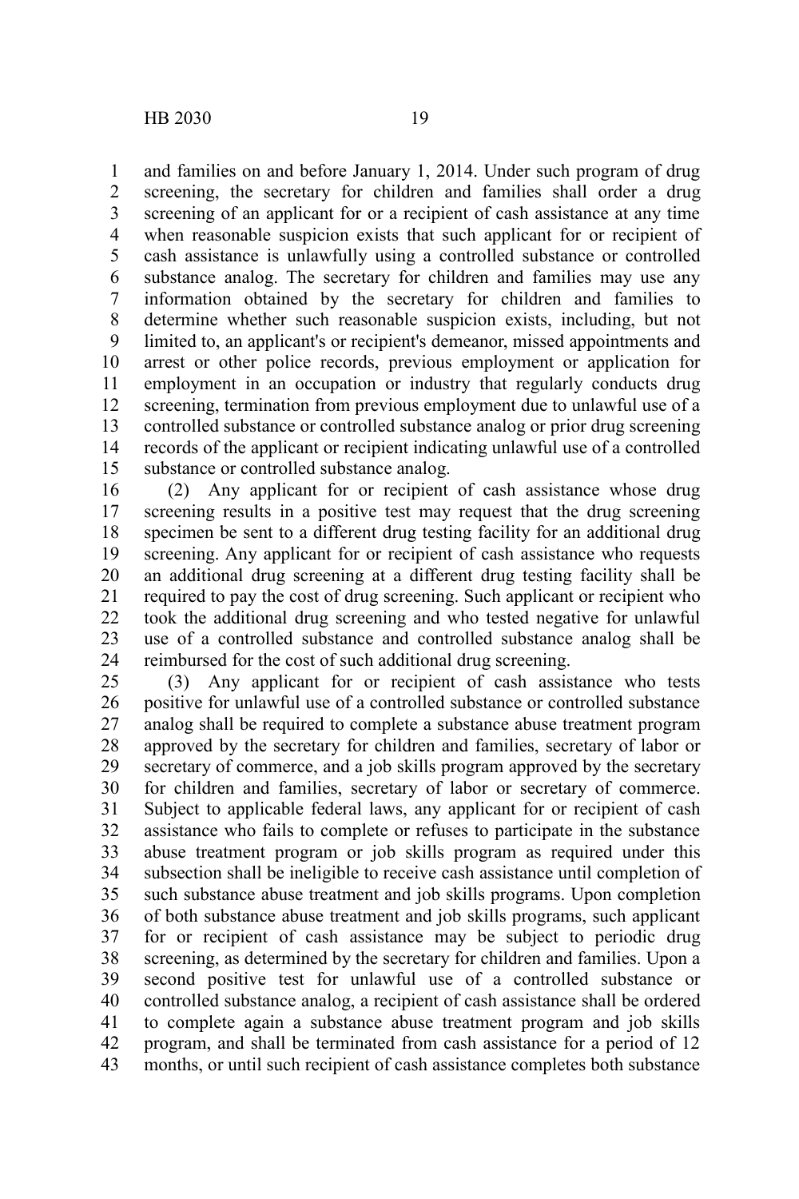and families on and before January 1, 2014. Under such program of drug screening, the secretary for children and families shall order a drug screening of an applicant for or a recipient of cash assistance at any time when reasonable suspicion exists that such applicant for or recipient of cash assistance is unlawfully using a controlled substance or controlled substance analog. The secretary for children and families may use any information obtained by the secretary for children and families to determine whether such reasonable suspicion exists, including, but not limited to, an applicant's or recipient's demeanor, missed appointments and arrest or other police records, previous employment or application for employment in an occupation or industry that regularly conducts drug screening, termination from previous employment due to unlawful use of a controlled substance or controlled substance analog or prior drug screening records of the applicant or recipient indicating unlawful use of a controlled substance or controlled substance analog.

(2) Any applicant for or recipient of cash assistance whose drug screening results in a positive test may request that the drug screening specimen be sent to a different drug testing facility for an additional drug screening. Any applicant for or recipient of cash assistance who requests an additional drug screening at a different drug testing facility shall be required to pay the cost of drug screening. Such applicant or recipient who took the additional drug screening and who tested negative for unlawful use of a controlled substance and controlled substance analog shall be reimbursed for the cost of such additional drug screening.

(3) Any applicant for or recipient of cash assistance who tests positive for unlawful use of a controlled substance or controlled substance analog shall be required to complete a substance abuse treatment program approved by the secretary for children and families, secretary of labor or secretary of commerce, and a job skills program approved by the secretary for children and families, secretary of labor or secretary of commerce. Subject to applicable federal laws, any applicant for or recipient of cash assistance who fails to complete or refuses to participate in the substance abuse treatment program or job skills program as required under this subsection shall be ineligible to receive cash assistance until completion of such substance abuse treatment and job skills programs. Upon completion of both substance abuse treatment and job skills programs, such applicant for or recipient of cash assistance may be subject to periodic drug screening, as determined by the secretary for children and families. Upon a second positive test for unlawful use of a controlled substance or controlled substance analog, a recipient of cash assistance shall be ordered to complete again a substance abuse treatment program and job skills program, and shall be terminated from cash assistance for a period of 12 months, or until such recipient of cash assistance completes both substance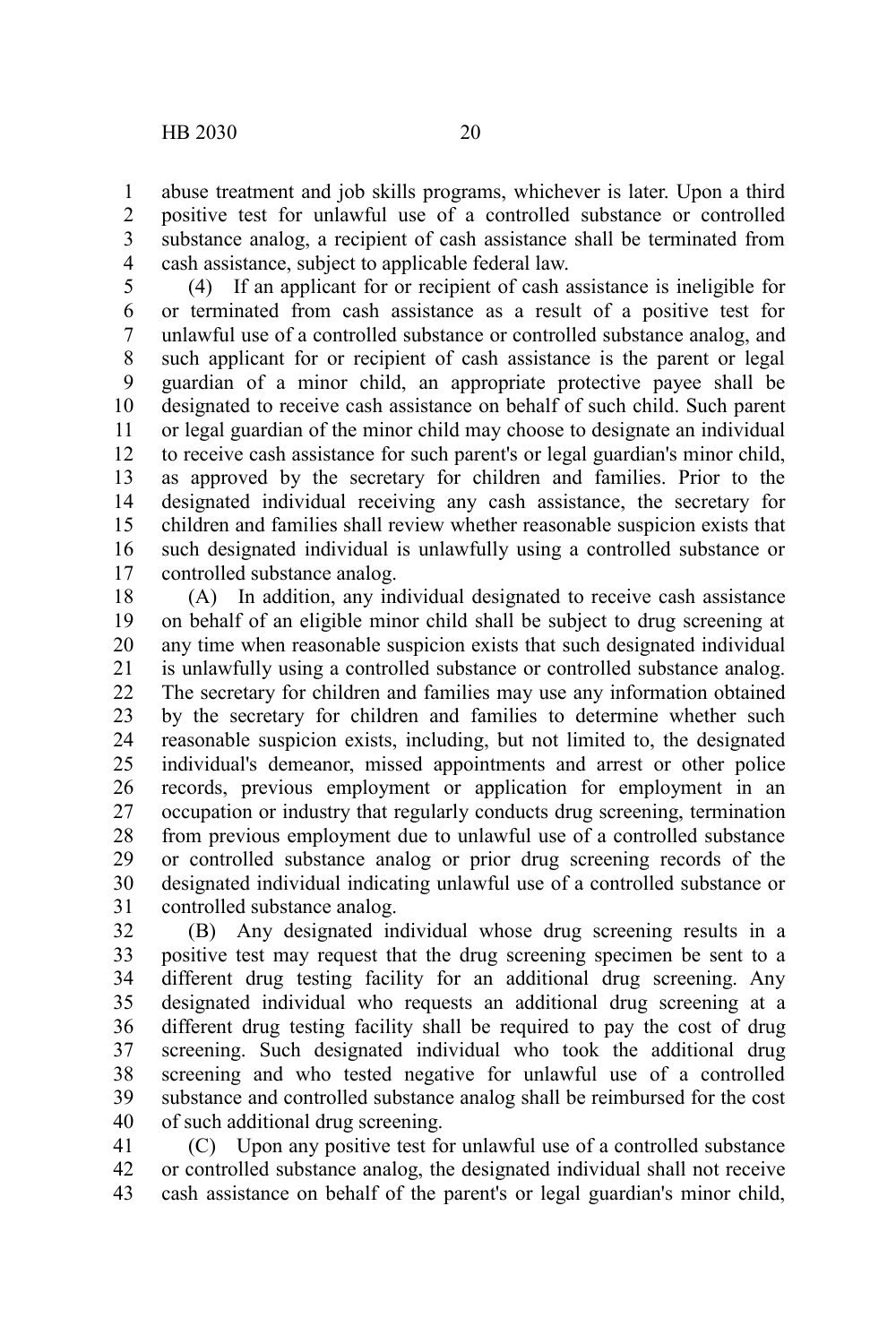abuse treatment and job skills programs, whichever is later. Upon a third positive test for unlawful use of a controlled substance or controlled substance analog, a recipient of cash assistance shall be terminated from cash assistance, subject to applicable federal law.

(4) If an applicant for or recipient of cash assistance is ineligible for or terminated from cash assistance as a result of a positive test for unlawful use of a controlled substance or controlled substance analog, and such applicant for or recipient of cash assistance is the parent or legal guardian of a minor child, an appropriate protective payee shall be designated to receive cash assistance on behalf of such child. Such parent or legal guardian of the minor child may choose to designate an individual to receive cash assistance for such parent's or legal guardian's minor child, as approved by the secretary for children and families. Prior to the designated individual receiving any cash assistance, the secretary for children and families shall review whether reasonable suspicion exists that such designated individual is unlawfully using a controlled substance or controlled substance analog.

(A) In addition, any individual designated to receive cash assistance on behalf of an eligible minor child shall be subject to drug screening at any time when reasonable suspicion exists that such designated individual is unlawfully using a controlled substance or controlled substance analog. The secretary for children and families may use any information obtained by the secretary for children and families to determine whether such reasonable suspicion exists, including, but not limited to, the designated individual's demeanor, missed appointments and arrest or other police records, previous employment or application for employment in an occupation or industry that regularly conducts drug screening, termination from previous employment due to unlawful use of a controlled substance or controlled substance analog or prior drug screening records of the designated individual indicating unlawful use of a controlled substance or controlled substance analog.

(B) Any designated individual whose drug screening results in a positive test may request that the drug screening specimen be sent to a different drug testing facility for an additional drug screening. Any designated individual who requests an additional drug screening at a different drug testing facility shall be required to pay the cost of drug screening. Such designated individual who took the additional drug screening and who tested negative for unlawful use of a controlled substance and controlled substance analog shall be reimbursed for the cost of such additional drug screening.

(C) Upon any positive test for unlawful use of a controlled substance or controlled substance analog, the designated individual shall not receive cash assistance on behalf of the parent's or legal guardian's minor child,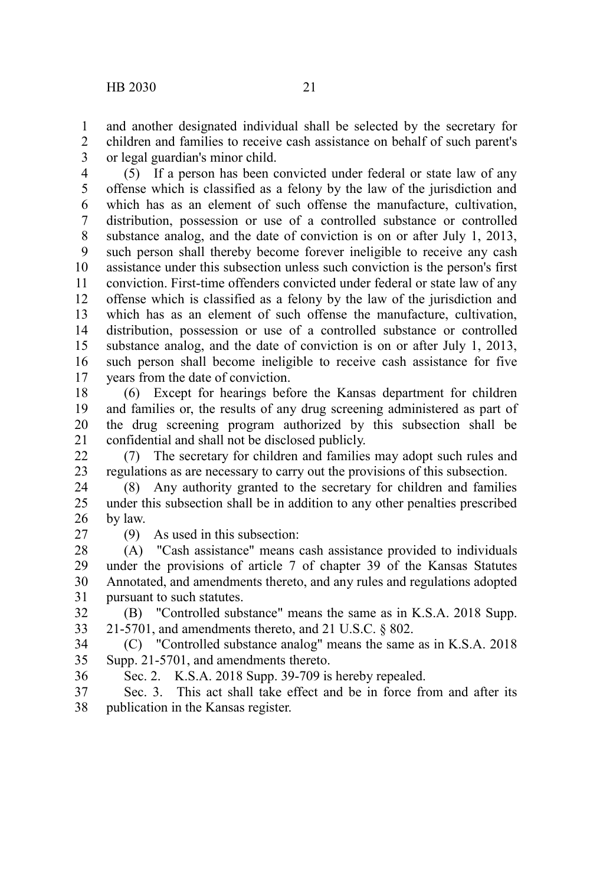and another designated individual shall be selected by the secretary for children and families to receive cash assistance on behalf of such parent's or legal guardian's minor child.

(5) If a person has been convicted under federal or state law of any offense which is classified as a felony by the law of the jurisdiction and which has as an element of such offense the manufacture, cultivation, distribution, possession or use of a controlled substance or controlled substance analog, and the date of conviction is on or after July 1, 2013, such person shall thereby become forever ineligible to receive any cash assistance under this subsection unless such conviction is the person's first conviction. First-time offenders convicted under federal or state law of any offense which is classified as a felony by the law of the jurisdiction and which has as an element of such offense the manufacture, cultivation, distribution, possession or use of a controlled substance or controlled substance analog, and the date of conviction is on or after July 1, 2013, such person shall become ineligible to receive cash assistance for five years from the date of conviction.

(6) Except for hearings before the Kansas department for children and families or, the results of any drug screening administered as part of the drug screening program authorized by this subsection shall be confidential and shall not be disclosed publicly.

(7) The secretary for children and families may adopt such rules and regulations as are necessary to carry out the provisions of this subsection.

(8) Any authority granted to the secretary for children and families under this subsection shall be in addition to any other penalties prescribed by law.

(9) As used in this subsection:

(A) "Cash assistance" means cash assistance provided to individuals under the provisions of article 7 of chapter 39 of the Kansas Statutes Annotated, and amendments thereto, and any rules and regulations adopted pursuant to such statutes.

(B) "Controlled substance" means the same as in K.S.A. 2018 Supp. 21-5701, and amendments thereto, and 21 U.S.C. § 802.

(C) "Controlled substance analog" means the same as in K.S.A. 2018 Supp. 21-5701, and amendments thereto.

Sec. 2. K.S.A. 2018 Supp. 39-709 is hereby repealed.

Sec. 3. This act shall take effect and be in force from and after its publication in the Kansas register.